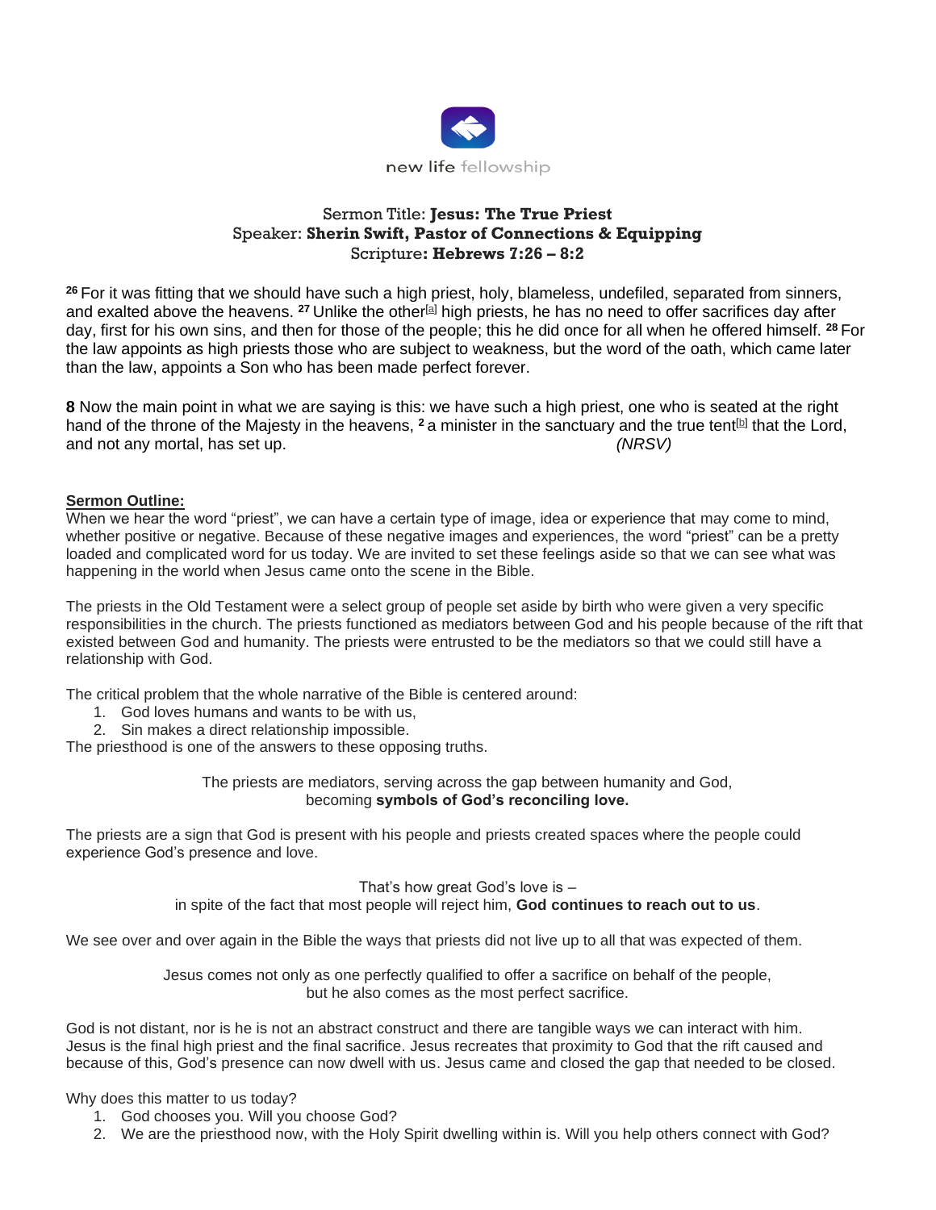new life fellowship

Sermon Title: **Jesus: The True Priest**
Speaker: **Sherin Swift, Pastor of Connections & Equipping**
Scripture**: Hebrews 7:26 – 8:2**

**26** For it was fitting that we should have such a high priest, holy, blameless, undefiled, separated from sinners, and exalted above the heavens. **27** Unlike the other[a] high priests, he has no need to offer sacrifices day after day, first for his own sins, and then for those of the people; this he did once for all when he offered himself. **28** For the law appoints as high priests those who are subject to weakness, but the word of the oath, which came later than the law, appoints a Son who has been made perfect forever.

**8** Now the main point in what we are saying is this: we have such a high priest, one who is seated at the right hand of the throne of the Majesty in the heavens, **2** a minister in the sanctuary and the true tent[b] that the Lord, and not any mortal, has set up. *(NRSV)*

**Sermon Outline:**

When we hear the word "priest", we can have a certain type of image, idea or experience that may come to mind, whether positive or negative. Because of these negative images and experiences, the word "priest" can be a pretty loaded and complicated word for us today. We are invited to set these feelings aside so that we can see what was happening in the world when Jesus came onto the scene in the Bible.

The priests in the Old Testament were a select group of people set aside by birth who were given a very specific responsibilities in the church. The priests functioned as mediators between God and his people because of the rift that existed between God and humanity. The priests were entrusted to be the mediators so that we could still have a relationship with God.

The critical problem that the whole narrative of the Bible is centered around:

1. God loves humans and wants to be with us,
2. Sin makes a direct relationship impossible.

The priesthood is one of the answers to these opposing truths.

The priests are mediators, serving across the gap between humanity and God, becoming **symbols of God's reconciling love.**

The priests are a sign that God is present with his people and priests created spaces where the people could experience God's presence and love.

That's how great God's love is – in spite of the fact that most people will reject him, **God continues to reach out to us**.

We see over and over again in the Bible the ways that priests did not live up to all that was expected of them.

Jesus comes not only as one perfectly qualified to offer a sacrifice on behalf of the people, but he also comes as the most perfect sacrifice.

God is not distant, nor is he is not an abstract construct and there are tangible ways we can interact with him. Jesus is the final high priest and the final sacrifice. Jesus recreates that proximity to God that the rift caused and because of this, God's presence can now dwell with us. Jesus came and closed the gap that needed to be closed.

Why does this matter to us today?

1. God chooses you. Will you choose God?
2. We are the priesthood now, with the Holy Spirit dwelling within is. Will you help others connect with God?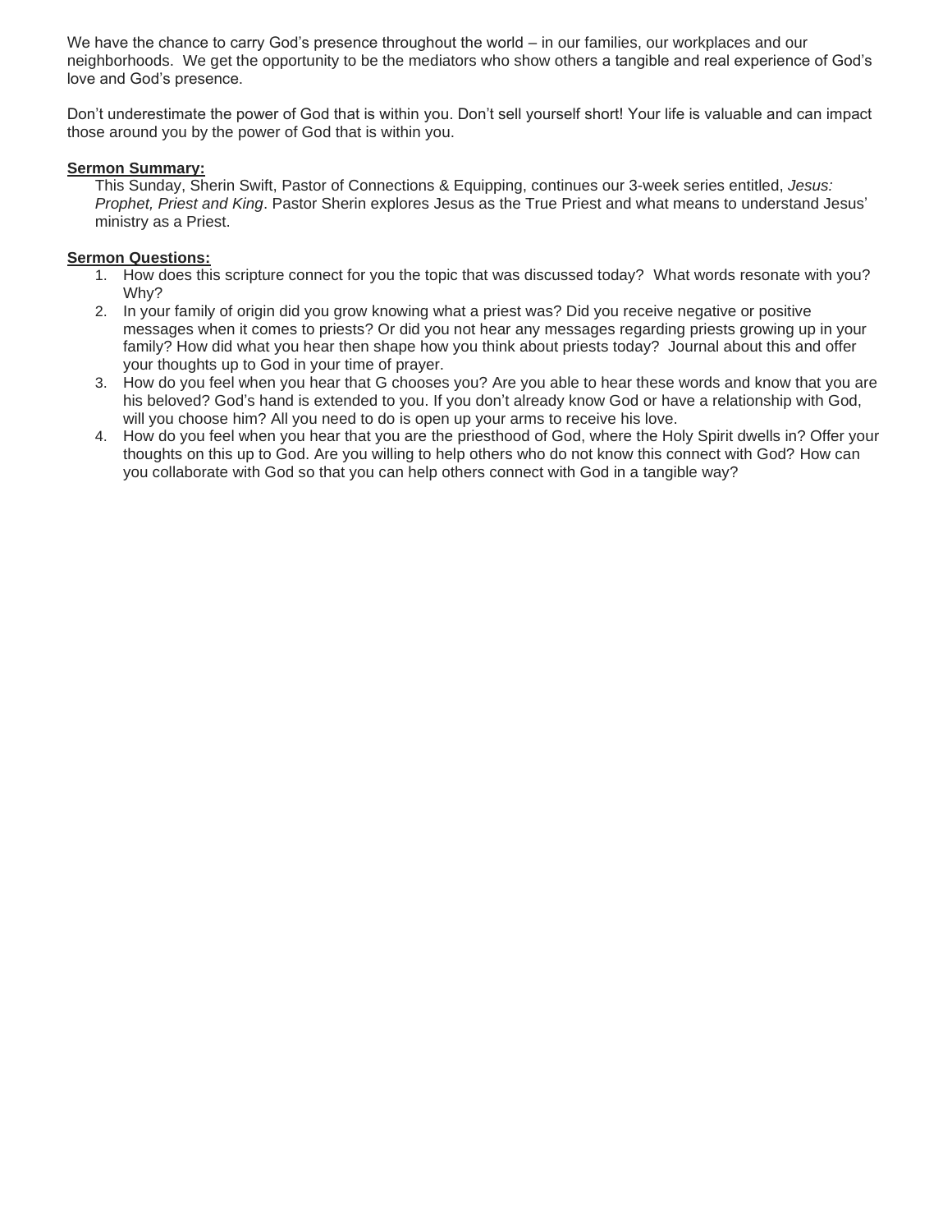We have the chance to carry God's presence throughout the world – in our families, our workplaces and our neighborhoods. We get the opportunity to be the mediators who show others a tangible and real experience of God's love and God's presence.

Don't underestimate the power of God that is within you. Don't sell yourself short! Your life is valuable and can impact those around you by the power of God that is within you.

**Sermon Summary:**

This Sunday, Sherin Swift, Pastor of Connections & Equipping, continues our 3-week series entitled, *Jesus: Prophet, Priest and King*. Pastor Sherin explores Jesus as the True Priest and what means to understand Jesus' ministry as a Priest.

**Sermon Questions:**

1. How does this scripture connect for you the topic that was discussed today? What words resonate with you? Why?
2. In your family of origin did you grow knowing what a priest was? Did you receive negative or positive messages when it comes to priests? Or did you not hear any messages regarding priests growing up in your family? How did what you hear then shape how you think about priests today? Journal about this and offer your thoughts up to God in your time of prayer.
3. How do you feel when you hear that G chooses you? Are you able to hear these words and know that you are his beloved? God's hand is extended to you. If you don't already know God or have a relationship with God, will you choose him? All you need to do is open up your arms to receive his love.
4. How do you feel when you hear that you are the priesthood of God, where the Holy Spirit dwells in? Offer your thoughts on this up to God. Are you willing to help others who do not know this connect with God? How can you collaborate with God so that you can help others connect with God in a tangible way?